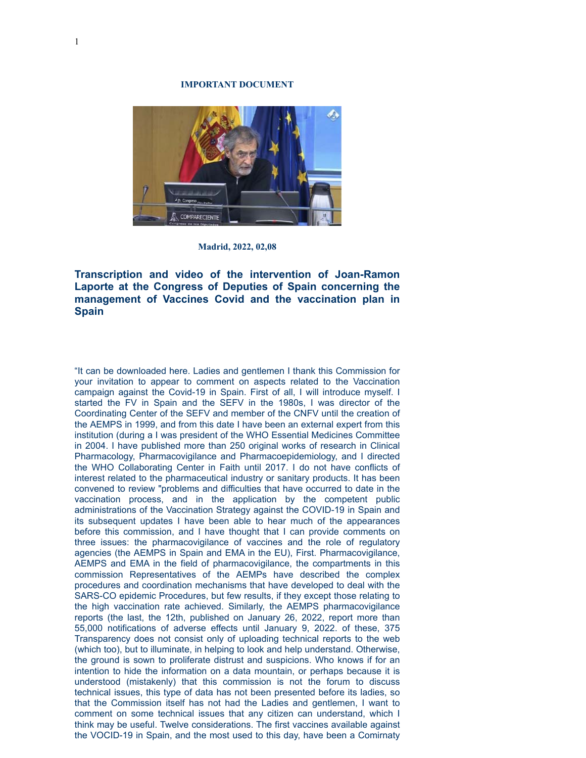**IMPORTANT DOCUMENT**

**Madrid, 2022, 02,08**

## Transcription and video of the intervention of Joan-Ramon Laporte at the Congress of Deputies of Spain concerning the management of Vaccines Covid and the vaccination plan in Spain

"It can be downloaded here. Ladies and gentlemen I thank this Commission for your invitation to appear to comment on aspects related to the Vaccination campaign against the Covid-19 in Spain. First of all, I will introduce myself. I started the FV in Spain and the SEFV in the 1980s, I was director of the Coordinating Center of the SEFV and member of the CNFV until the creation of the AEMPS in 1999, and from this date I have been an external expert from this institution (during a I was president of the WHO Essential Medicines Committee in 2004. I have published more than 250 original works of research in Clinical Pharmacology, Pharmacovigilance and Pharmacoepidemiology, and I directed the WHO Collaborating Center in Faith until 2017. I do not have conflicts of interest related to the pharmaceutical industry or sanitary products. It has been convened to review "problems and difficulties that have occurred to date in the vaccination process, and in the application by the competent public administrations of the Vaccination Strategy against the COVID-19 in Spain and its subsequent updates I have been able to hear much of the appearances before this commission, and I have thought that I can provide comments on three issues: the pharmacovigilance of vaccines and the role of regulatory agencies (the AEMPS in Spain and EMA in the EU), First. Pharmacovigilance, AEMPS and EMA in the field of pharmacovigilance, the compartments in this commission Representatives of the AEMPs have described the complex procedures and coordination mechanisms that have developed to deal with the SARS-CO epidemic Procedures, but few results, if they except those relating to the high vaccination rate achieved. Similarly, the AEMPS pharmacovigilance reports (the last, the 12th, published on January 26, 2022, report more than 55,000 notifications of adverse effects until January 9, 2022. of these, 375 Transparency does not consist only of uploading technical reports to the web (which too), but to illuminate, in helping to look and help understand. Otherwise, the ground is sown to proliferate distrust and suspicions. Who knows if for an intention to hide the information on a data mountain, or perhaps because it is understood (mistakenly) that this commission is not the forum to discuss technical issues, this type of data has not been presented before its ladies, so that the Commission itself has not had the Ladies and gentlemen, I want to comment on some technical issues that any citizen can understand, which I think may be useful. Twelve considerations. The first vaccines available against the VOCID-19 in Spain, and the most used to this day, have been a Comirnaty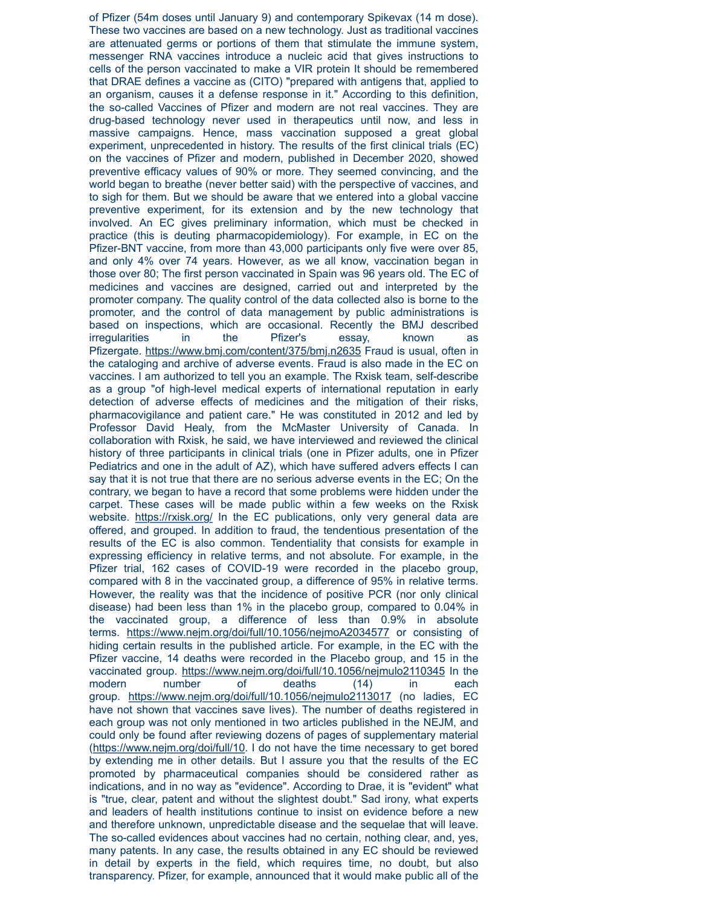of Pfizer (54m doses until January 9) and contemporary Spikevax (14 m dose). These two vaccines are based on a new technology. Just as traditional vaccines are attenuated germs or portions of them that stimulate the immune system, messenger RNA vaccines introduce a nucleic acid that gives instructions to cells of the person vaccinated to make a VIR protein It should be remembered that DRAE defines a vaccine as (CITO) "prepared with antigens that, applied to an organism, causes it a defense response in it." According to this definition, the so-called Vaccines of Pfizer and modern are not real vaccines. They are drug-based technology never used in therapeutics until now, and less in massive campaigns. Hence, mass vaccination supposed a great global experiment, unprecedented in history. The results of the first clinical trials (EC) on the vaccines of Pfizer and modern, published in December 2020, showed preventive efficacy values of 90% or more. They seemed convincing, and the world began to breathe (never better said) with the perspective of vaccines, and to sigh for them. But we should be aware that we entered into a global vaccine preventive experiment, for its extension and by the new technology that involved. An EC gives preliminary information, which must be checked in practice (this is deuting pharmacopidemiology). For example, in EC on the Pfizer-BNT vaccine, from more than 43,000 participants only five were over 85, and only 4% over 74 years. However, as we all know, vaccination began in those over 80; The first person vaccinated in Spain was 96 years old. The EC of medicines and vaccines are designed, carried out and interpreted by the promoter company. The quality control of the data collected also is borne to the promoter, and the control of data management by public administrations is based on inspections, which are occasional. Recently the BMJ described irregularities in the Pfizer's essay, known as Pfizergate. https://www.bmj.com/content/375/bmj.n2635 Fraud is usual, often in the cataloging and archive of adverse events. Fraud is also made in the EC on vaccines. I am authorized to tell you an example. The Rxisk team, self-describe as a group "of high-level medical experts of international reputation in early detection of adverse effects of medicines and the mitigation of their risks, pharmacovigilance and patient care." He was constituted in 2012 and led by Professor David Healy, from the McMaster University of Canada. In collaboration with Rxisk, he said, we have interviewed and reviewed the clinical history of three participants in clinical trials (one in Pfizer adults, one in Pfizer Pediatrics and one in the adult of AZ), which have suffered advers effects I can say that it is not true that there are no serious adverse events in the EC; On the contrary, we began to have a record that some problems were hidden under the carpet. These cases will be made public within a few weeks on the Rxisk website. https://rxisk.org/ In the EC publications, only very general data are offered, and grouped. In addition to fraud, the tendentious presentation of the results of the EC is also common. Tendentiality that consists for example in expressing efficiency in relative terms, and not absolute. For example, in the Pfizer trial, 162 cases of COVID-19 were recorded in the placebo group, compared with 8 in the vaccinated group, a difference of 95% in relative terms. However, the reality was that the incidence of positive PCR (nor only clinical disease) had been less than 1% in the placebo group, compared to 0.04% in the vaccinated group, a difference of less than 0.9% in absolute terms. https://www.nejm.org/doi/full/10.1056/nejmoA2034577 or consisting of hiding certain results in the published article. For example, in the EC with the Pfizer vaccine, 14 deaths were recorded in the Placebo group, and 15 in the vaccinated group. https://www.nejm.org/doi/full/10.1056/nejmulo2110345 In the modern number of deaths (14) in each group. https://www.nejm.org/doi/full/10.1056/nejmulo2113017 (no ladies, EC have not shown that vaccines save lives). The number of deaths registered in each group was not only mentioned in two articles published in the NEJM, and could only be found after reviewing dozens of pages of supplementary material (https://www.nejm.org/doi/full/10. I do not have the time necessary to get bored by extending me in other details. But I assure you that the results of the EC promoted by pharmaceutical companies should be considered rather as indications, and in no way as "evidence". According to Drae, it is "evident" what is "true, clear, patent and without the slightest doubt." Sad irony, what experts and leaders of health institutions continue to insist on evidence before a new and therefore unknown, unpredictable disease and the sequelae that will leave. The so-called evidences about vaccines had no certain, nothing clear, and, yes, many patents. In any case, the results obtained in any EC should be reviewed in detail by experts in the field, which requires time, no doubt, but also transparency. Pfizer, for example, announced that it would make public all of the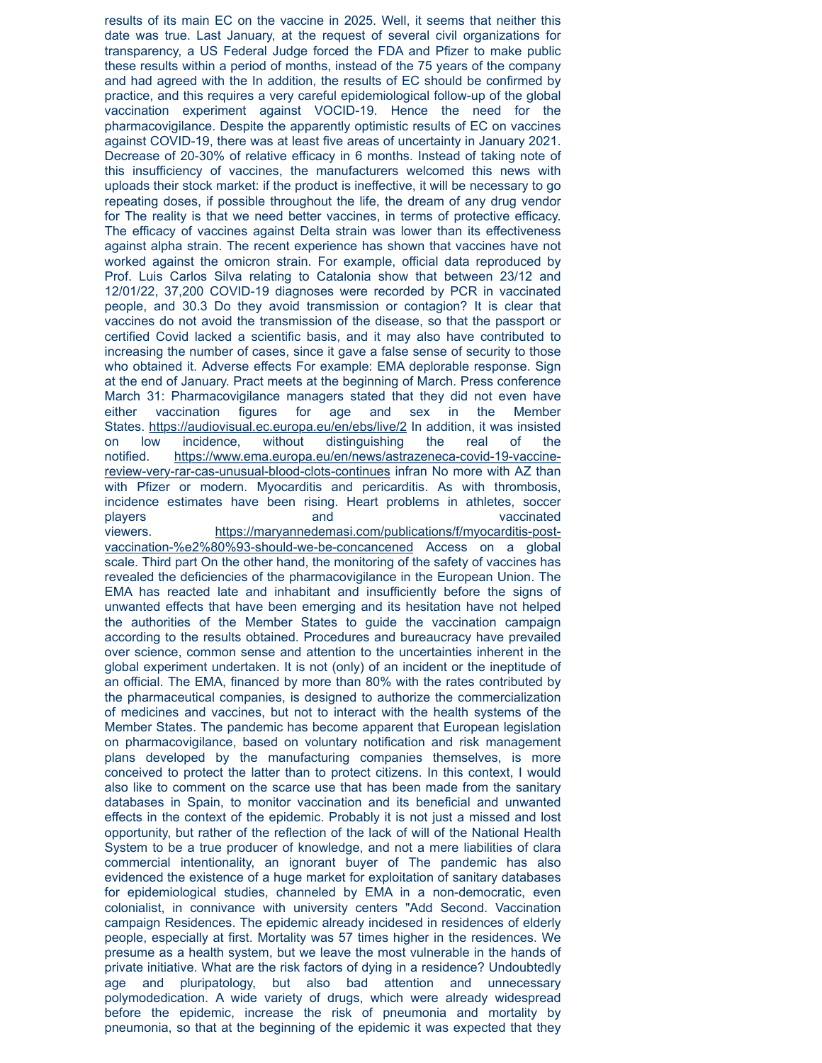results of its main EC on the vaccine in 2025. Well, it seems that neither this date was true. Last January, at the request of several civil organizations for transparency, a US Federal Judge forced the FDA and Pfizer to make public these results within a period of months, instead of the 75 years of the company and had agreed with the In addition, the results of EC should be confirmed by practice, and this requires a very careful epidemiological follow-up of the global vaccination experiment against VOCID-19. Hence the need for the pharmacovigilance. Despite the apparently optimistic results of EC on vaccines against COVID-19, there was at least five areas of uncertainty in January 2021. Decrease of 20-30% of relative efficacy in 6 months. Instead of taking note of this insufficiency of vaccines, the manufacturers welcomed this news with uploads their stock market: if the product is ineffective, it will be necessary to go repeating doses, if possible throughout the life, the dream of any drug vendor for The reality is that we need better vaccines, in terms of protective efficacy. The efficacy of vaccines against Delta strain was lower than its effectiveness against alpha strain. The recent experience has shown that vaccines have not worked against the omicron strain. For example, official data reproduced by Prof. Luis Carlos Silva relating to Catalonia show that between 23/12 and 12/01/22, 37,200 COVID-19 diagnoses were recorded by PCR in vaccinated people, and 30.3 Do they avoid transmission or contagion? It is clear that vaccines do not avoid the transmission of the disease, so that the passport or certified Covid lacked a scientific basis, and it may also have contributed to increasing the number of cases, since it gave a false sense of security to those who obtained it. Adverse effects For example: EMA deplorable response. Sign at the end of January. Pract meets at the beginning of March. Press conference March 31: Pharmacovigilance managers stated that they did not even have either vaccination figures for age and sex in the Member States. https://audiovisual.ec.europa.eu/en/ebs/live/2 In addition, it was insisted on low incidence, without distinguishing the real of the notified. https://www.ema.europa.eu/en/news/astrazeneca-covid-19-vaccine-review-very-rar-cas-unusual-blood-clots-continues infran No more with AZ than with Pfizer or modern. Myocarditis and pericarditis. As with thrombosis, incidence estimates have been rising. Heart problems in athletes, soccer players and vaccinated viewers. https://maryannedemasi.com/publications/f/myocarditis-post-vaccination-%e2%80%93-should-we-be-concancened Access on a global scale. Third part On the other hand, the monitoring of the safety of vaccines has revealed the deficiencies of the pharmacovigilance in the European Union. The EMA has reacted late and inhabitant and insufficiently before the signs of unwanted effects that have been emerging and its hesitation have not helped the authorities of the Member States to guide the vaccination campaign according to the results obtained. Procedures and bureaucracy have prevailed over science, common sense and attention to the uncertainties inherent in the global experiment undertaken. It is not (only) of an incident or the ineptitude of an official. The EMA, financed by more than 80% with the rates contributed by the pharmaceutical companies, is designed to authorize the commercialization of medicines and vaccines, but not to interact with the health systems of the Member States. The pandemic has become apparent that European legislation on pharmacovigilance, based on voluntary notification and risk management plans developed by the manufacturing companies themselves, is more conceived to protect the latter than to protect citizens. In this context, I would also like to comment on the scarce use that has been made from the sanitary databases in Spain, to monitor vaccination and its beneficial and unwanted effects in the context of the epidemic. Probably it is not just a missed and lost opportunity, but rather of the reflection of the lack of will of the National Health System to be a true producer of knowledge, and not a mere liabilities of clara commercial intentionality, an ignorant buyer of The pandemic has also evidenced the existence of a huge market for exploitation of sanitary databases for epidemiological studies, channeled by EMA in a non-democratic, even colonialist, in connivance with university centers "Add Second. Vaccination campaign Residences. The epidemic already incidesed in residences of elderly people, especially at first. Mortality was 57 times higher in the residences. We presume as a health system, but we leave the most vulnerable in the hands of private initiative. What are the risk factors of dying in a residence? Undoubtedly age and pluripatology, but also bad attention and unnecessary polymodedication. A wide variety of drugs, which were already widespread before the epidemic, increase the risk of pneumonia and mortality by pneumonia, so that at the beginning of the epidemic it was expected that they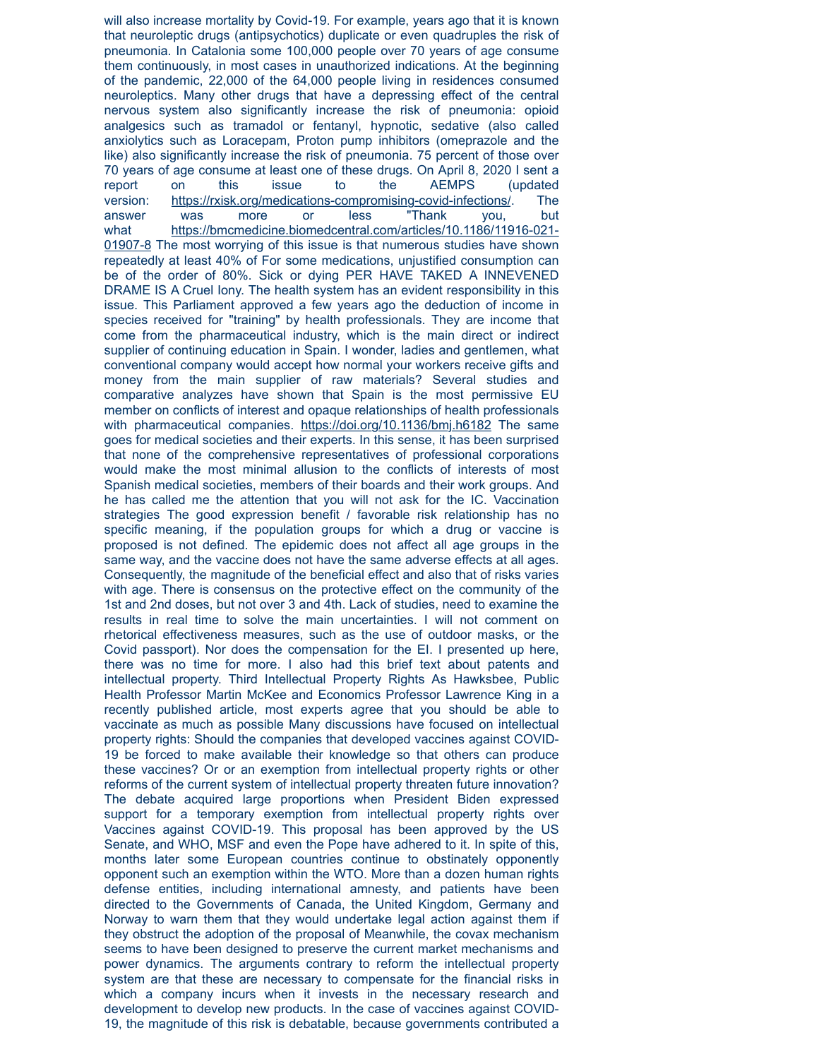will also increase mortality by Covid-19. For example, years ago that it is known that neuroleptic drugs (antipsychotics) duplicate or even quadruples the risk of pneumonia. In Catalonia some 100,000 people over 70 years of age consume them continuously, in most cases in unauthorized indications. At the beginning of the pandemic, 22,000 of the 64,000 people living in residences consumed neuroleptics. Many other drugs that have a depressing effect of the central nervous system also significantly increase the risk of pneumonia: opioid analgesics such as tramadol or fentanyl, hypnotic, sedative (also called anxiolytics such as Loracepam, Proton pump inhibitors (omeprazole and the like) also significantly increase the risk of pneumonia. 75 percent of those over 70 years of age consume at least one of these drugs. On April 8, 2020 I sent a report on this issue to the AEMPS (updated version: https://rxisk.org/medications-compromising-covid-infections/. The answer was more or less "Thank you, but what https://bmcmedicine.biomedcentral.com/articles/10.1186/11916-021-01907-8 The most worrying of this issue is that numerous studies have shown repeatedly at least 40% of For some medications, unjustified consumption can be of the order of 80%. Sick or dying PER HAVE TAKED A INNEVENED DRAME IS A Cruel Iony. The health system has an evident responsibility in this issue. This Parliament approved a few years ago the deduction of income in species received for "training" by health professionals. They are income that come from the pharmaceutical industry, which is the main direct or indirect supplier of continuing education in Spain. I wonder, ladies and gentlemen, what conventional company would accept how normal your workers receive gifts and money from the main supplier of raw materials? Several studies and comparative analyzes have shown that Spain is the most permissive EU member on conflicts of interest and opaque relationships of health professionals with pharmaceutical companies. https://doi.org/10.1136/bmj.h6182 The same goes for medical societies and their experts. In this sense, it has been surprised that none of the comprehensive representatives of professional corporations would make the most minimal allusion to the conflicts of interests of most Spanish medical societies, members of their boards and their work groups. And he has called me the attention that you will not ask for the IC. Vaccination strategies The good expression benefit / favorable risk relationship has no specific meaning, if the population groups for which a drug or vaccine is proposed is not defined. The epidemic does not affect all age groups in the same way, and the vaccine does not have the same adverse effects at all ages. Consequently, the magnitude of the beneficial effect and also that of risks varies with age. There is consensus on the protective effect on the community of the 1st and 2nd doses, but not over 3 and 4th. Lack of studies, need to examine the results in real time to solve the main uncertainties. I will not comment on rhetorical effectiveness measures, such as the use of outdoor masks, or the Covid passport). Nor does the compensation for the EI. I presented up here, there was no time for more. I also had this brief text about patents and intellectual property. Third Intellectual Property Rights As Hawksbee, Public Health Professor Martin McKee and Economics Professor Lawrence King in a recently published article, most experts agree that you should be able to vaccinate as much as possible Many discussions have focused on intellectual property rights: Should the companies that developed vaccines against COVID-19 be forced to make available their knowledge so that others can produce these vaccines? Or or an exemption from intellectual property rights or other reforms of the current system of intellectual property threaten future innovation? The debate acquired large proportions when President Biden expressed support for a temporary exemption from intellectual property rights over Vaccines against COVID-19. This proposal has been approved by the US Senate, and WHO, MSF and even the Pope have adhered to it. In spite of this, months later some European countries continue to obstinately opponently opponent such an exemption within the WTO. More than a dozen human rights defense entities, including international amnesty, and patients have been directed to the Governments of Canada, the United Kingdom, Germany and Norway to warn them that they would undertake legal action against them if they obstruct the adoption of the proposal of Meanwhile, the covax mechanism seems to have been designed to preserve the current market mechanisms and power dynamics. The arguments contrary to reform the intellectual property system are that these are necessary to compensate for the financial risks in which a company incurs when it invests in the necessary research and development to develop new products. In the case of vaccines against COVID-19, the magnitude of this risk is debatable, because governments contributed a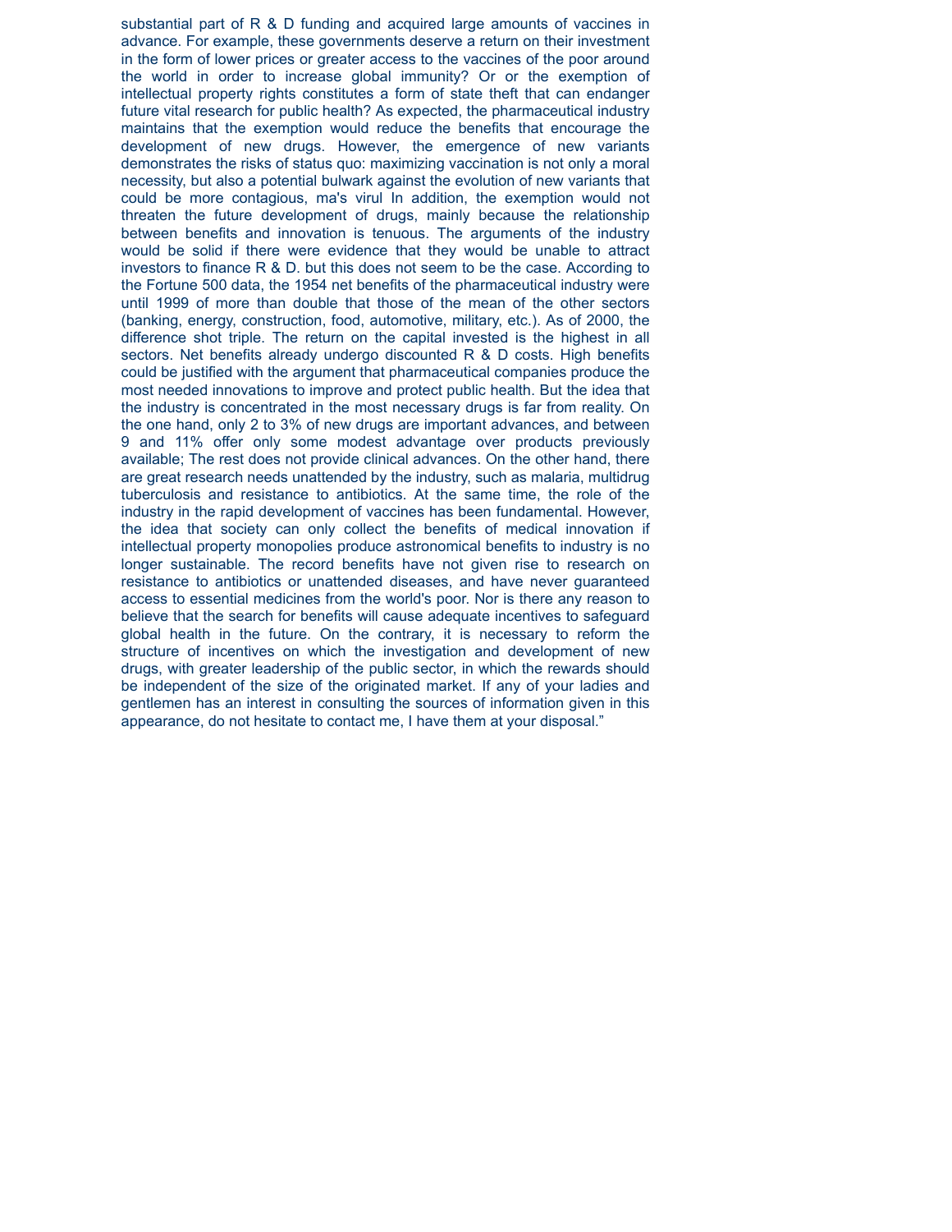substantial part of R & D funding and acquired large amounts of vaccines in advance. For example, these governments deserve a return on their investment in the form of lower prices or greater access to the vaccines of the poor around the world in order to increase global immunity? Or or the exemption of intellectual property rights constitutes a form of state theft that can endanger future vital research for public health? As expected, the pharmaceutical industry maintains that the exemption would reduce the benefits that encourage the development of new drugs. However, the emergence of new variants demonstrates the risks of status quo: maximizing vaccination is not only a moral necessity, but also a potential bulwark against the evolution of new variants that could be more contagious, ma's virul In addition, the exemption would not threaten the future development of drugs, mainly because the relationship between benefits and innovation is tenuous. The arguments of the industry would be solid if there were evidence that they would be unable to attract investors to finance R & D. but this does not seem to be the case. According to the Fortune 500 data, the 1954 net benefits of the pharmaceutical industry were until 1999 of more than double that those of the mean of the other sectors (banking, energy, construction, food, automotive, military, etc.). As of 2000, the difference shot triple. The return on the capital invested is the highest in all sectors. Net benefits already undergo discounted R & D costs. High benefits could be justified with the argument that pharmaceutical companies produce the most needed innovations to improve and protect public health. But the idea that the industry is concentrated in the most necessary drugs is far from reality. On the one hand, only 2 to 3% of new drugs are important advances, and between 9 and 11% offer only some modest advantage over products previously available; The rest does not provide clinical advances. On the other hand, there are great research needs unattended by the industry, such as malaria, multidrug tuberculosis and resistance to antibiotics. At the same time, the role of the industry in the rapid development of vaccines has been fundamental. However, the idea that society can only collect the benefits of medical innovation if intellectual property monopolies produce astronomical benefits to industry is no longer sustainable. The record benefits have not given rise to research on resistance to antibiotics or unattended diseases, and have never guaranteed access to essential medicines from the world's poor. Nor is there any reason to believe that the search for benefits will cause adequate incentives to safeguard global health in the future. On the contrary, it is necessary to reform the structure of incentives on which the investigation and development of new drugs, with greater leadership of the public sector, in which the rewards should be independent of the size of the originated market. If any of your ladies and gentlemen has an interest in consulting the sources of information given in this appearance, do not hesitate to contact me, I have them at your disposal."